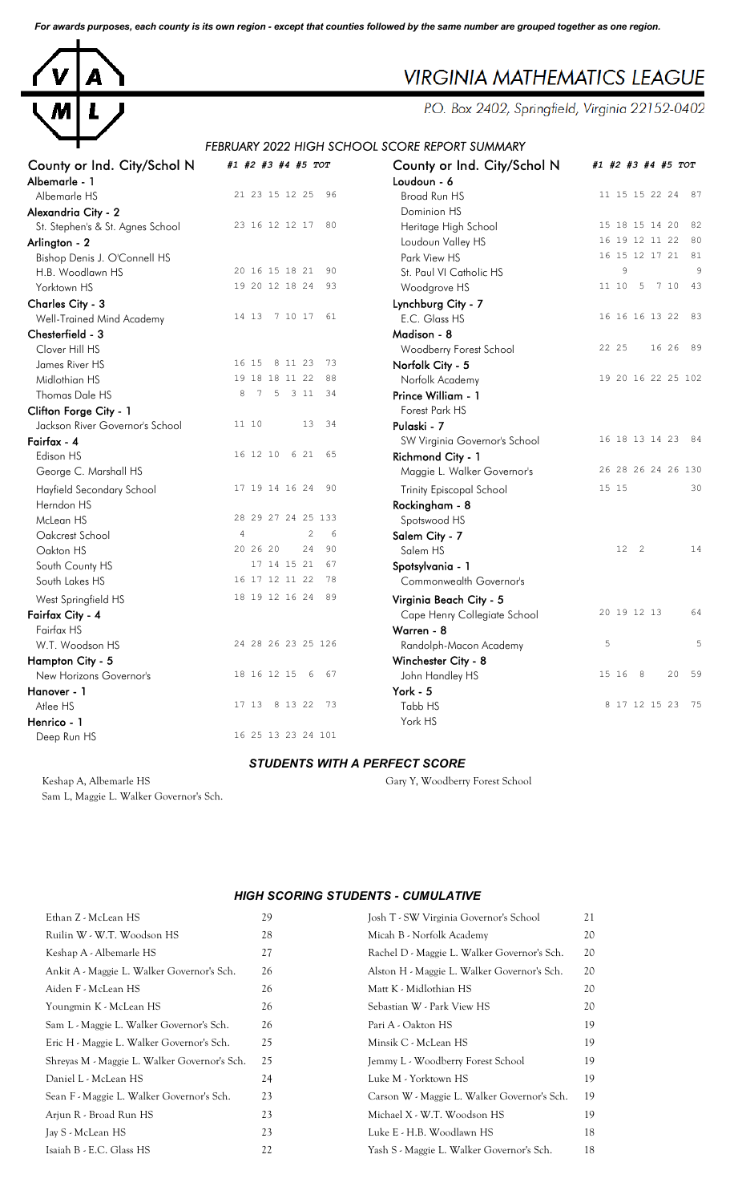*For awards purposes, each county is its own region - except that counties followed by the same number are grouped together as one region.*

# VIRGINIA MATHEMATICS LEAGUE

P.O. Box 2402, Springfield, Virginia 22152-0402

## FEBRUARY 2022 HIGH SCHOOL SCORE REPORT SUMMARY

| County or Ind. City/Schol N | #1 | #2 | #3 | #4 | #5 | TOT |
|---|---|---|---|---|---|---|
| **Albemarle - 1** | | | | | | |
| Albemarle HS | 21 | 23 | 15 | 12 | 25 | 96 |
| **Alexandria City - 2** | | | | | | |
| St. Stephen's & St. Agnes School | 23 | 16 | 12 | 12 | 17 | 80 |
| **Arlington - 2** | | | | | | |
| Bishop Denis J. O'Connell HS | | | | | | |
| H.B. Woodlawn HS | 20 | 16 | 15 | 18 | 21 | 90 |
| Yorktown HS | 19 | 20 | 12 | 18 | 24 | 93 |
| **Charles City - 3** | | | | | | |
| Well-Trained Mind Academy | 14 | 13 | 7 | 10 | 17 | 61 |
| **Chesterfield - 3** | | | | | | |
| Clover Hill HS | | | | | | |
| James River HS | 16 | 15 | 8 | 11 | 23 | 73 |
| Midlothian HS | 19 | 18 | 18 | 11 | 22 | 88 |
| Thomas Dale HS | 8 | 7 | 5 | 3 | 11 | 34 |
| **Clifton Forge City - 1** | | | | | | |
| Jackson River Governor's School | 11 | 10 | | | 13 | 34 |
| **Fairfax - 4** | | | | | | |
| Edison HS | 16 | 12 | 10 | 6 | 21 | 65 |
| George C. Marshall HS | | | | | | |
| Hayfield Secondary School | 17 | 19 | 14 | 16 | 24 | 90 |
| Herndon HS | | | | | | |
| McLean HS | 28 | 29 | 27 | 24 | 25 | 133 |
| Oakcrest School | 4 | | | | 2 | 6 |
| Oakton HS | 20 | 26 | 20 | | 24 | 90 |
| South County HS | | 17 | 14 | 15 | 21 | 67 |
| South Lakes HS | 16 | 17 | 12 | 11 | 22 | 78 |
| West Springfield HS | 18 | 19 | 12 | 16 | 24 | 89 |
| **Fairfax City - 4** | | | | | | |
| Fairfax HS | | | | | | |
| W.T. Woodson HS | 24 | 28 | 26 | 23 | 25 | 126 |
| **Hampton City - 5** | | | | | | |
| New Horizons Governor's | 18 | 16 | 12 | 15 | 6 | 67 |
| **Hanover - 1** | | | | | | |
| Atlee HS | 17 | 13 | 8 | 13 | 22 | 73 |
| **Henrico - 1** | | | | | | |
| Deep Run HS | 16 | 25 | 13 | 23 | 24 | 101 |
| **Loudoun - 6** | | | | | | |
| Broad Run HS | 11 | 15 | 15 | 22 | 24 | 87 |
| Dominion HS | | | | | | |
| Heritage High School | 15 | 18 | 15 | 14 | 20 | 82 |
| Loudoun Valley HS | 16 | 19 | 12 | 11 | 22 | 80 |
| Park View HS | 16 | 15 | 12 | 17 | 21 | 81 |
| St. Paul VI Catholic HS | | 9 | | | | 9 |
| Woodgrove HS | 11 | 10 | 5 | 7 | 10 | 43 |
| **Lynchburg City - 7** | | | | | | |
| E.C. Glass HS | 16 | 16 | 16 | 13 | 22 | 83 |
| **Madison - 8** | | | | | | |
| Woodberry Forest School | 22 | 25 | | 16 | 26 | 89 |
| **Norfolk City - 5** | | | | | | |
| Norfolk Academy | 19 | 20 | 16 | 22 | 25 | 102 |
| **Prince William - 1** | | | | | | |
| Forest Park HS | | | | | | |
| **Pulaski - 7** | | | | | | |
| SW Virginia Governor's School | 16 | 18 | 13 | 14 | 23 | 84 |
| **Richmond City - 1** | | | | | | |
| Maggie L. Walker Governor's | 26 | 28 | 26 | 24 | 26 | 130 |
| Trinity Episcopal School | 15 | 15 | | | | 30 |
| **Rockingham - 8** | | | | | | |
| Spotswood HS | | | | | | |
| **Salem City - 7** | | | | | | |
| Salem HS | | 12 | 2 | | | 14 |
| **Spotsylvania - 1** | | | | | | |
| Commonwealth Governor's | | | | | | |
| **Virginia Beach City - 5** | | | | | | |
| Cape Henry Collegiate School | 20 | 19 | 12 | 13 | | 64 |
| **Warren - 8** | | | | | | |
| Randolph-Macon Academy | 5 | | | | | 5 |
| **Winchester City - 8** | | | | | | |
| John Handley HS | 15 | 16 | 8 | | 20 | 59 |
| **York - 5** | | | | | | |
| Tabb HS | 8 | 17 | 12 | 15 | 23 | 75 |
| York HS | | | | | | |

## STUDENTS WITH A PERFECT SCORE

- Keshap A, Albemarle HS
- Sam L, Maggie L. Walker Governor's Sch.
- Gary Y, Woodberry Forest School

## HIGH SCORING STUDENTS - CUMULATIVE

| Student | Score |
|---|---|
| Ethan Z - McLean HS | 29 |
| Ruilin W - W.T. Woodson HS | 28 |
| Keshap A - Albemarle HS | 27 |
| Ankit A - Maggie L. Walker Governor's Sch. | 26 |
| Aiden F - McLean HS | 26 |
| Youngmin K - McLean HS | 26 |
| Sam L - Maggie L. Walker Governor's Sch. | 26 |
| Eric H - Maggie L. Walker Governor's Sch. | 25 |
| Shreyas M - Maggie L. Walker Governor's Sch. | 25 |
| Daniel L - McLean HS | 24 |
| Sean F - Maggie L. Walker Governor's Sch. | 23 |
| Arjun R - Broad Run HS | 23 |
| Jay S - McLean HS | 23 |
| Isaiah B - E.C. Glass HS | 22 |
| Josh T - SW Virginia Governor's School | 21 |
| Micah B - Norfolk Academy | 20 |
| Rachel D - Maggie L. Walker Governor's Sch. | 20 |
| Alston H - Maggie L. Walker Governor's Sch. | 20 |
| Matt K - Midlothian HS | 20 |
| Sebastian W - Park View HS | 20 |
| Pari A - Oakton HS | 19 |
| Minsik C - McLean HS | 19 |
| Jemmy L - Woodberry Forest School | 19 |
| Luke M - Yorktown HS | 19 |
| Carson W - Maggie L. Walker Governor's Sch. | 19 |
| Michael X - W.T. Woodson HS | 19 |
| Luke E - H.B. Woodlawn HS | 18 |
| Yash S - Maggie L. Walker Governor's Sch. | 18 |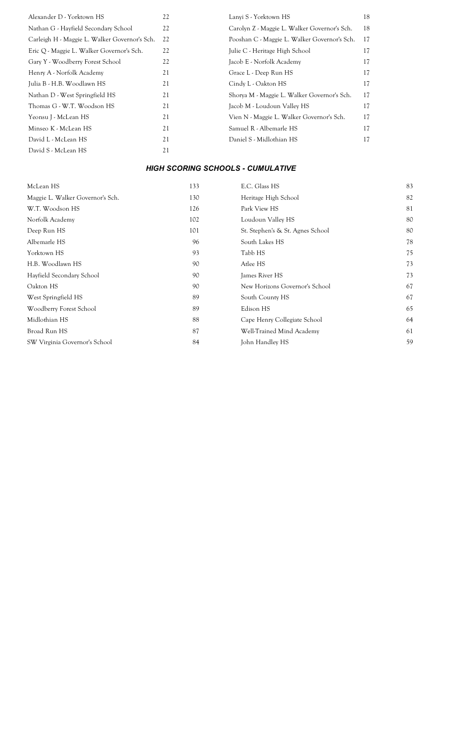| | | | |
|---|---|---|---|
| Alexander D - Yorktown HS | 22 | Lanyi S - Yorktown HS | 18 |
| Nathan G - Hayfield Secondary School | 22 | Carolyn Z - Maggie L. Walker Governor's Sch. | 18 |
| Carleigh H - Maggie L. Walker Governor's Sch. | 22 | Pooshan C - Maggie L. Walker Governor's Sch. | 17 |
| Eric Q - Maggie L. Walker Governor's Sch. | 22 | Julie C - Heritage High School | 17 |
| Gary Y - Woodberry Forest School | 22 | Jacob E - Norfolk Academy | 17 |
| Henry A - Norfolk Academy | 21 | Grace L - Deep Run HS | 17 |
| Julia B - H.B. Woodlawn HS | 21 | Cindy L - Oakton HS | 17 |
| Nathan D - West Springfield HS | 21 | Shorya M - Maggie L. Walker Governor's Sch. | 17 |
| Thomas G - W.T. Woodson HS | 21 | Jacob M - Loudoun Valley HS | 17 |
| Yeonsu J - McLean HS | 21 | Vien N - Maggie L. Walker Governor's Sch. | 17 |
| Minseo K - McLean HS | 21 | Samuel R - Albemarle HS | 17 |
| David L - McLean HS | 21 | Daniel S - Midlothian HS | 17 |
| David S - McLean HS | 21 | | |

## *HIGH SCORING SCHOOLS - CUMULATIVE*

| | | | |
|---|---|---|---|
| McLean HS | 133 | E.C. Glass HS | 83 |
| Maggie L. Walker Governor's Sch. | 130 | Heritage High School | 82 |
| W.T. Woodson HS | 126 | Park View HS | 81 |
| Norfolk Academy | 102 | Loudoun Valley HS | 80 |
| Deep Run HS | 101 | St. Stephen's & St. Agnes School | 80 |
| Albemarle HS | 96 | South Lakes HS | 78 |
| Yorktown HS | 93 | Tabb HS | 75 |
| H.B. Woodlawn HS | 90 | Atlee HS | 73 |
| Hayfield Secondary School | 90 | James River HS | 73 |
| Oakton HS | 90 | New Horizons Governor's School | 67 |
| West Springfield HS | 89 | South County HS | 67 |
| Woodberry Forest School | 89 | Edison HS | 65 |
| Midlothian HS | 88 | Cape Henry Collegiate School | 64 |
| Broad Run HS | 87 | Well-Trained Mind Academy | 61 |
| SW Virginia Governor's School | 84 | John Handley HS | 59 |